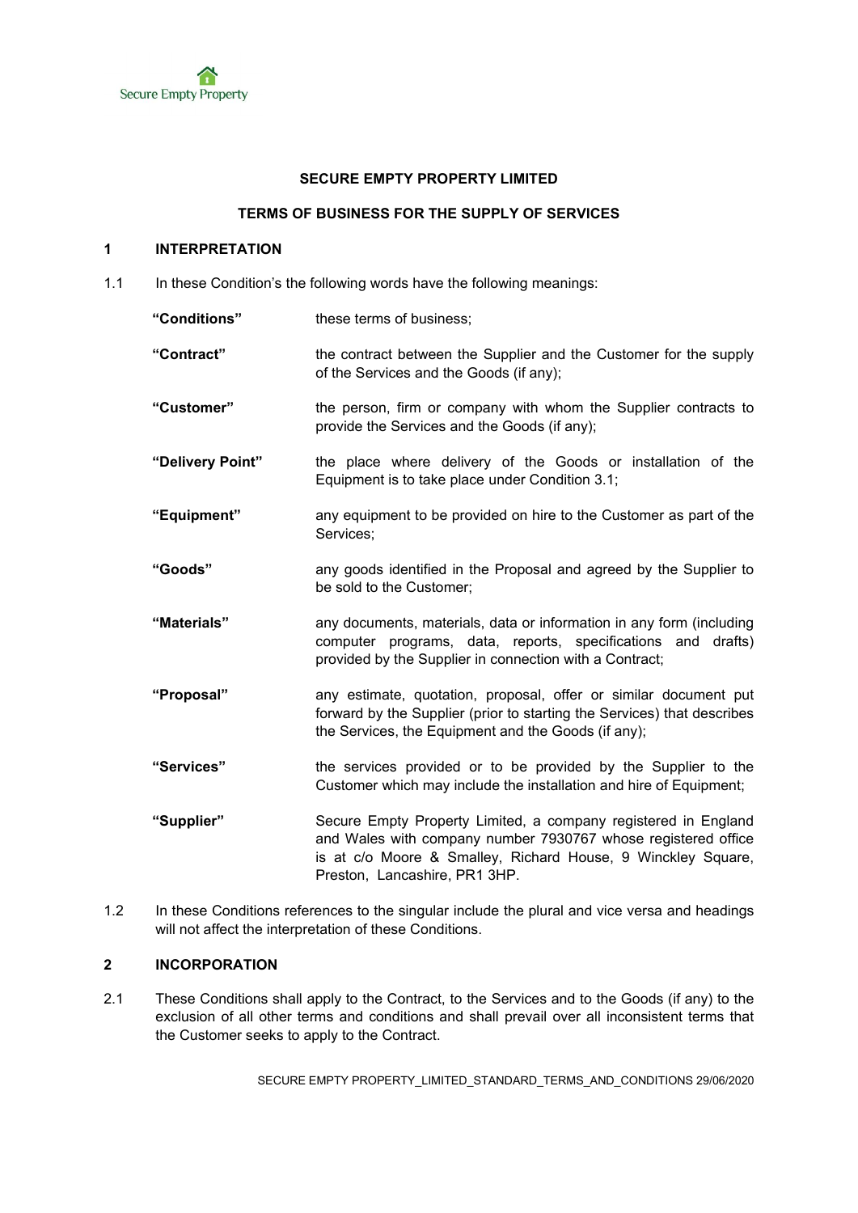Secure Empty Property

# SECURE EMPTY PROPERTY LIMITED

## TERMS OF BUSINESS FOR THE SUPPLY OF SERVICES

### 1 INTERPRETATION

1.1 In these Condition's the following words have the following meanings:

| | |
|---|---|
| **"Conditions"** | these terms of business; |
| **"Contract"** | the contract between the Supplier and the Customer for the supply of the Services and the Goods (if any); |
| **"Customer"** | the person, firm or company with whom the Supplier contracts to provide the Services and the Goods (if any); |
| **"Delivery Point"** | the place where delivery of the Goods or installation of the Equipment is to take place under Condition 3.1; |
| **"Equipment"** | any equipment to be provided on hire to the Customer as part of the Services; |
| **"Goods"** | any goods identified in the Proposal and agreed by the Supplier to be sold to the Customer; |
| **"Materials"** | any documents, materials, data or information in any form (including computer programs, data, reports, specifications and drafts) provided by the Supplier in connection with a Contract; |
| **"Proposal"** | any estimate, quotation, proposal, offer or similar document put forward by the Supplier (prior to starting the Services) that describes the Services, the Equipment and the Goods (if any); |
| **"Services"** | the services provided or to be provided by the Supplier to the Customer which may include the installation and hire of Equipment; |
| **"Supplier"** | Secure Empty Property Limited, a company registered in England and Wales with company number 7930767 whose registered office is at c/o Moore & Smalley, Richard House, 9 Winckley Square, Preston, Lancashire, PR1 3HP. |

1.2 In these Conditions references to the singular include the plural and vice versa and headings will not affect the interpretation of these Conditions.

### 2 INCORPORATION

2.1 These Conditions shall apply to the Contract, to the Services and to the Goods (if any) to the exclusion of all other terms and conditions and shall prevail over all inconsistent terms that the Customer seeks to apply to the Contract.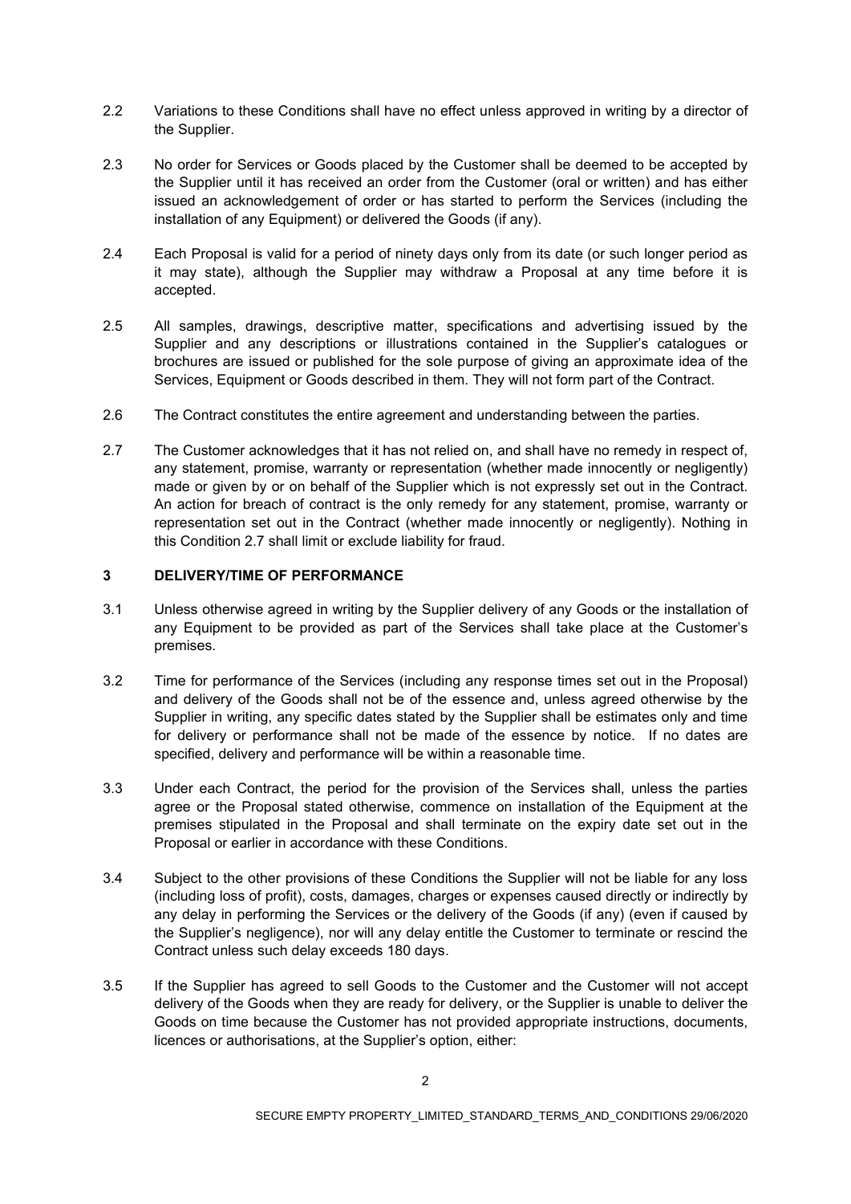2.2 Variations to these Conditions shall have no effect unless approved in writing by a director of the Supplier.

2.3 No order for Services or Goods placed by the Customer shall be deemed to be accepted by the Supplier until it has received an order from the Customer (oral or written) and has either issued an acknowledgement of order or has started to perform the Services (including the installation of any Equipment) or delivered the Goods (if any).

2.4 Each Proposal is valid for a period of ninety days only from its date (or such longer period as it may state), although the Supplier may withdraw a Proposal at any time before it is accepted.

2.5 All samples, drawings, descriptive matter, specifications and advertising issued by the Supplier and any descriptions or illustrations contained in the Supplier's catalogues or brochures are issued or published for the sole purpose of giving an approximate idea of the Services, Equipment or Goods described in them. They will not form part of the Contract.

2.6 The Contract constitutes the entire agreement and understanding between the parties.

2.7 The Customer acknowledges that it has not relied on, and shall have no remedy in respect of, any statement, promise, warranty or representation (whether made innocently or negligently) made or given by or on behalf of the Supplier which is not expressly set out in the Contract. An action for breach of contract is the only remedy for any statement, promise, warranty or representation set out in the Contract (whether made innocently or negligently). Nothing in this Condition 2.7 shall limit or exclude liability for fraud.

## 3 DELIVERY/TIME OF PERFORMANCE

3.1 Unless otherwise agreed in writing by the Supplier delivery of any Goods or the installation of any Equipment to be provided as part of the Services shall take place at the Customer's premises.

3.2 Time for performance of the Services (including any response times set out in the Proposal) and delivery of the Goods shall not be of the essence and, unless agreed otherwise by the Supplier in writing, any specific dates stated by the Supplier shall be estimates only and time for delivery or performance shall not be made of the essence by notice. If no dates are specified, delivery and performance will be within a reasonable time.

3.3 Under each Contract, the period for the provision of the Services shall, unless the parties agree or the Proposal stated otherwise, commence on installation of the Equipment at the premises stipulated in the Proposal and shall terminate on the expiry date set out in the Proposal or earlier in accordance with these Conditions.

3.4 Subject to the other provisions of these Conditions the Supplier will not be liable for any loss (including loss of profit), costs, damages, charges or expenses caused directly or indirectly by any delay in performing the Services or the delivery of the Goods (if any) (even if caused by the Supplier's negligence), nor will any delay entitle the Customer to terminate or rescind the Contract unless such delay exceeds 180 days.

3.5 If the Supplier has agreed to sell Goods to the Customer and the Customer will not accept delivery of the Goods when they are ready for delivery, or the Supplier is unable to deliver the Goods on time because the Customer has not provided appropriate instructions, documents, licences or authorisations, at the Supplier's option, either: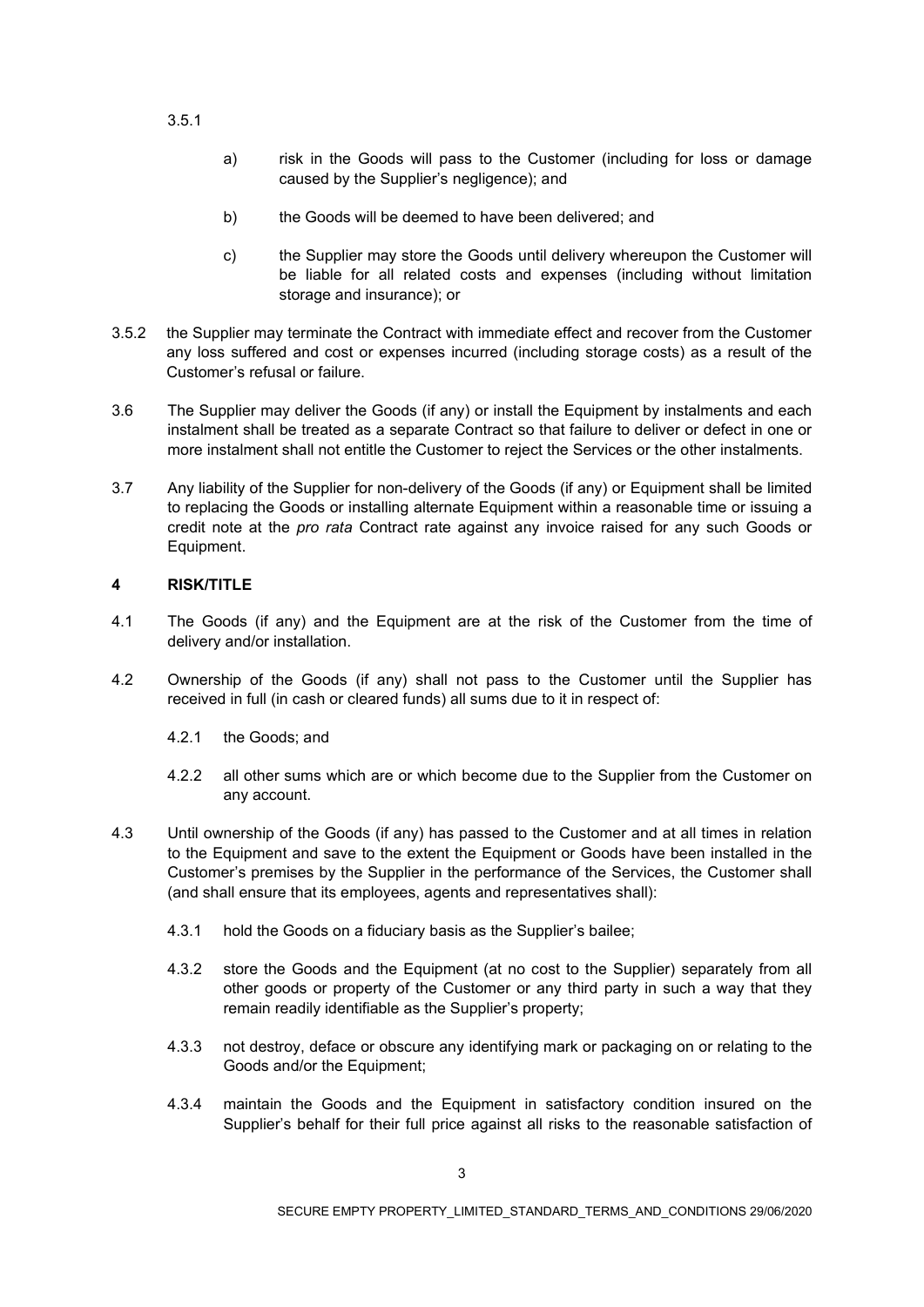3.5.1

a) risk in the Goods will pass to the Customer (including for loss or damage caused by the Supplier's negligence); and

b) the Goods will be deemed to have been delivered; and

c) the Supplier may store the Goods until delivery whereupon the Customer will be liable for all related costs and expenses (including without limitation storage and insurance); or

3.5.2 the Supplier may terminate the Contract with immediate effect and recover from the Customer any loss suffered and cost or expenses incurred (including storage costs) as a result of the Customer's refusal or failure.

3.6 The Supplier may deliver the Goods (if any) or install the Equipment by instalments and each instalment shall be treated as a separate Contract so that failure to deliver or defect in one or more instalment shall not entitle the Customer to reject the Services or the other instalments.

3.7 Any liability of the Supplier for non-delivery of the Goods (if any) or Equipment shall be limited to replacing the Goods or installing alternate Equipment within a reasonable time or issuing a credit note at the *pro rata* Contract rate against any invoice raised for any such Goods or Equipment.

## 4 RISK/TITLE

4.1 The Goods (if any) and the Equipment are at the risk of the Customer from the time of delivery and/or installation.

4.2 Ownership of the Goods (if any) shall not pass to the Customer until the Supplier has received in full (in cash or cleared funds) all sums due to it in respect of:

4.2.1 the Goods; and

4.2.2 all other sums which are or which become due to the Supplier from the Customer on any account.

4.3 Until ownership of the Goods (if any) has passed to the Customer and at all times in relation to the Equipment and save to the extent the Equipment or Goods have been installed in the Customer's premises by the Supplier in the performance of the Services, the Customer shall (and shall ensure that its employees, agents and representatives shall):

4.3.1 hold the Goods on a fiduciary basis as the Supplier's bailee;

4.3.2 store the Goods and the Equipment (at no cost to the Supplier) separately from all other goods or property of the Customer or any third party in such a way that they remain readily identifiable as the Supplier's property;

4.3.3 not destroy, deface or obscure any identifying mark or packaging on or relating to the Goods and/or the Equipment;

4.3.4 maintain the Goods and the Equipment in satisfactory condition insured on the Supplier's behalf for their full price against all risks to the reasonable satisfaction of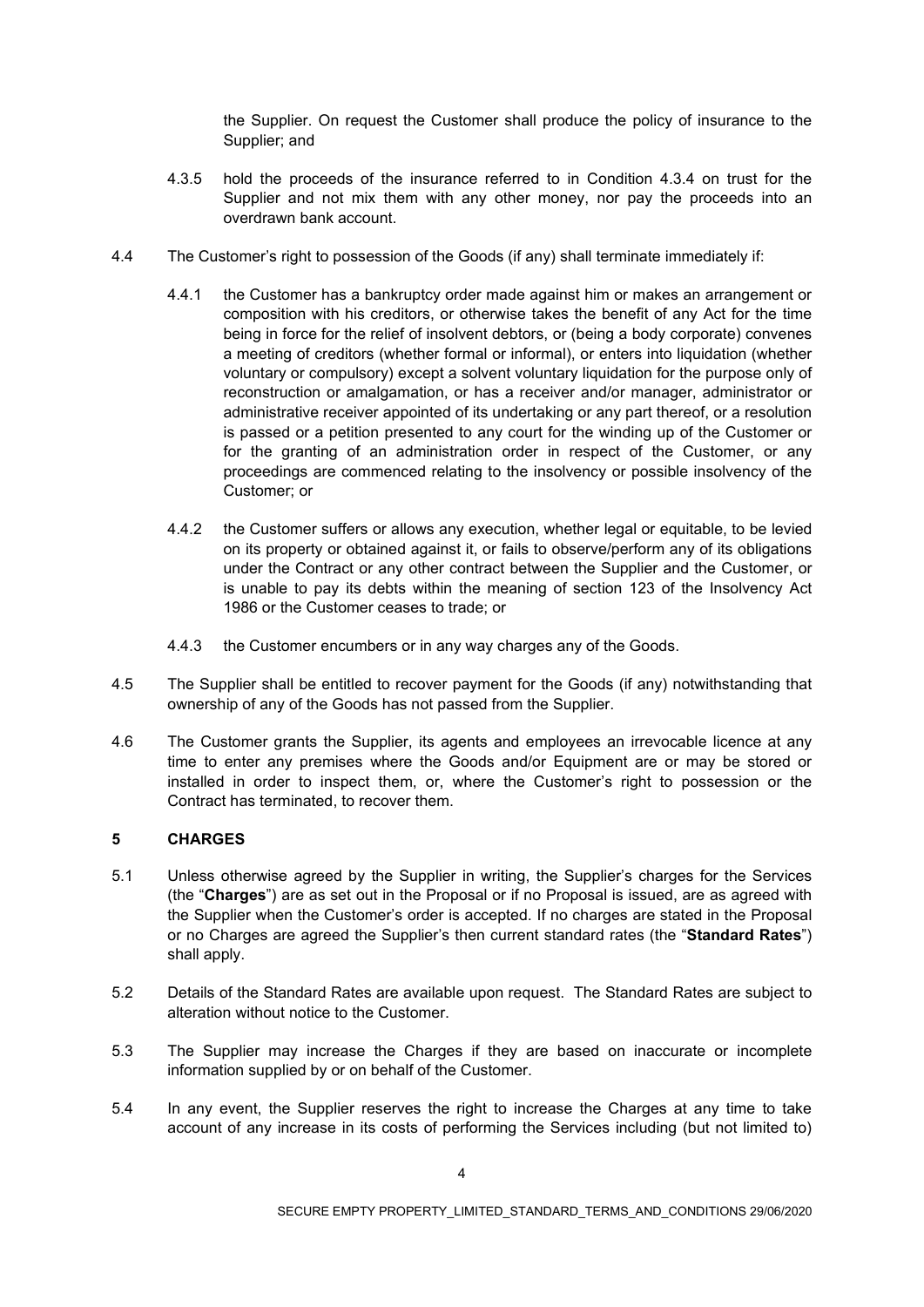the Supplier. On request the Customer shall produce the policy of insurance to the Supplier; and

4.3.5 hold the proceeds of the insurance referred to in Condition 4.3.4 on trust for the Supplier and not mix them with any other money, nor pay the proceeds into an overdrawn bank account.

4.4 The Customer's right to possession of the Goods (if any) shall terminate immediately if:

4.4.1 the Customer has a bankruptcy order made against him or makes an arrangement or composition with his creditors, or otherwise takes the benefit of any Act for the time being in force for the relief of insolvent debtors, or (being a body corporate) convenes a meeting of creditors (whether formal or informal), or enters into liquidation (whether voluntary or compulsory) except a solvent voluntary liquidation for the purpose only of reconstruction or amalgamation, or has a receiver and/or manager, administrator or administrative receiver appointed of its undertaking or any part thereof, or a resolution is passed or a petition presented to any court for the winding up of the Customer or for the granting of an administration order in respect of the Customer, or any proceedings are commenced relating to the insolvency or possible insolvency of the Customer; or

4.4.2 the Customer suffers or allows any execution, whether legal or equitable, to be levied on its property or obtained against it, or fails to observe/perform any of its obligations under the Contract or any other contract between the Supplier and the Customer, or is unable to pay its debts within the meaning of section 123 of the Insolvency Act 1986 or the Customer ceases to trade; or

4.4.3 the Customer encumbers or in any way charges any of the Goods.

4.5 The Supplier shall be entitled to recover payment for the Goods (if any) notwithstanding that ownership of any of the Goods has not passed from the Supplier.

4.6 The Customer grants the Supplier, its agents and employees an irrevocable licence at any time to enter any premises where the Goods and/or Equipment are or may be stored or installed in order to inspect them, or, where the Customer's right to possession or the Contract has terminated, to recover them.

## 5 CHARGES

5.1 Unless otherwise agreed by the Supplier in writing, the Supplier's charges for the Services (the "**Charges**") are as set out in the Proposal or if no Proposal is issued, are as agreed with the Supplier when the Customer's order is accepted. If no charges are stated in the Proposal or no Charges are agreed the Supplier's then current standard rates (the "**Standard Rates**") shall apply.

5.2 Details of the Standard Rates are available upon request. The Standard Rates are subject to alteration without notice to the Customer.

5.3 The Supplier may increase the Charges if they are based on inaccurate or incomplete information supplied by or on behalf of the Customer.

5.4 In any event, the Supplier reserves the right to increase the Charges at any time to take account of any increase in its costs of performing the Services including (but not limited to)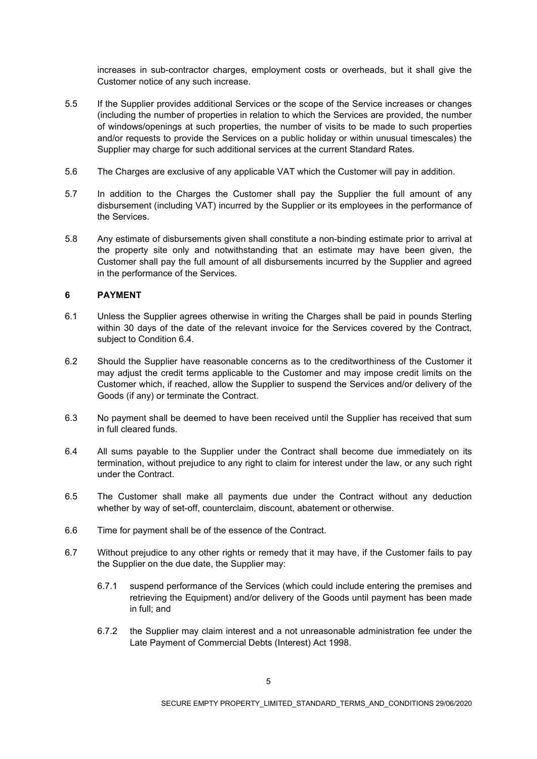increases in sub-contractor charges, employment costs or overheads, but it shall give the Customer notice of any such increase.

5.5 If the Supplier provides additional Services or the scope of the Service increases or changes (including the number of properties in relation to which the Services are provided, the number of windows/openings at such properties, the number of visits to be made to such properties and/or requests to provide the Services on a public holiday or within unusual timescales) the Supplier may charge for such additional services at the current Standard Rates.

5.6 The Charges are exclusive of any applicable VAT which the Customer will pay in addition.

5.7 In addition to the Charges the Customer shall pay the Supplier the full amount of any disbursement (including VAT) incurred by the Supplier or its employees in the performance of the Services.

5.8 Any estimate of disbursements given shall constitute a non-binding estimate prior to arrival at the property site only and notwithstanding that an estimate may have been given, the Customer shall pay the full amount of all disbursements incurred by the Supplier and agreed in the performance of the Services.

## 6 PAYMENT

6.1 Unless the Supplier agrees otherwise in writing the Charges shall be paid in pounds Sterling within 30 days of the date of the relevant invoice for the Services covered by the Contract, subject to Condition 6.4.

6.2 Should the Supplier have reasonable concerns as to the creditworthiness of the Customer it may adjust the credit terms applicable to the Customer and may impose credit limits on the Customer which, if reached, allow the Supplier to suspend the Services and/or delivery of the Goods (if any) or terminate the Contract.

6.3 No payment shall be deemed to have been received until the Supplier has received that sum in full cleared funds.

6.4 All sums payable to the Supplier under the Contract shall become due immediately on its termination, without prejudice to any right to claim for interest under the law, or any such right under the Contract.

6.5 The Customer shall make all payments due under the Contract without any deduction whether by way of set-off, counterclaim, discount, abatement or otherwise.

6.6 Time for payment shall be of the essence of the Contract.

6.7 Without prejudice to any other rights or remedy that it may have, if the Customer fails to pay the Supplier on the due date, the Supplier may:

6.7.1 suspend performance of the Services (which could include entering the premises and retrieving the Equipment) and/or delivery of the Goods until payment has been made in full; and

6.7.2 the Supplier may claim interest and a not unreasonable administration fee under the Late Payment of Commercial Debts (Interest) Act 1998.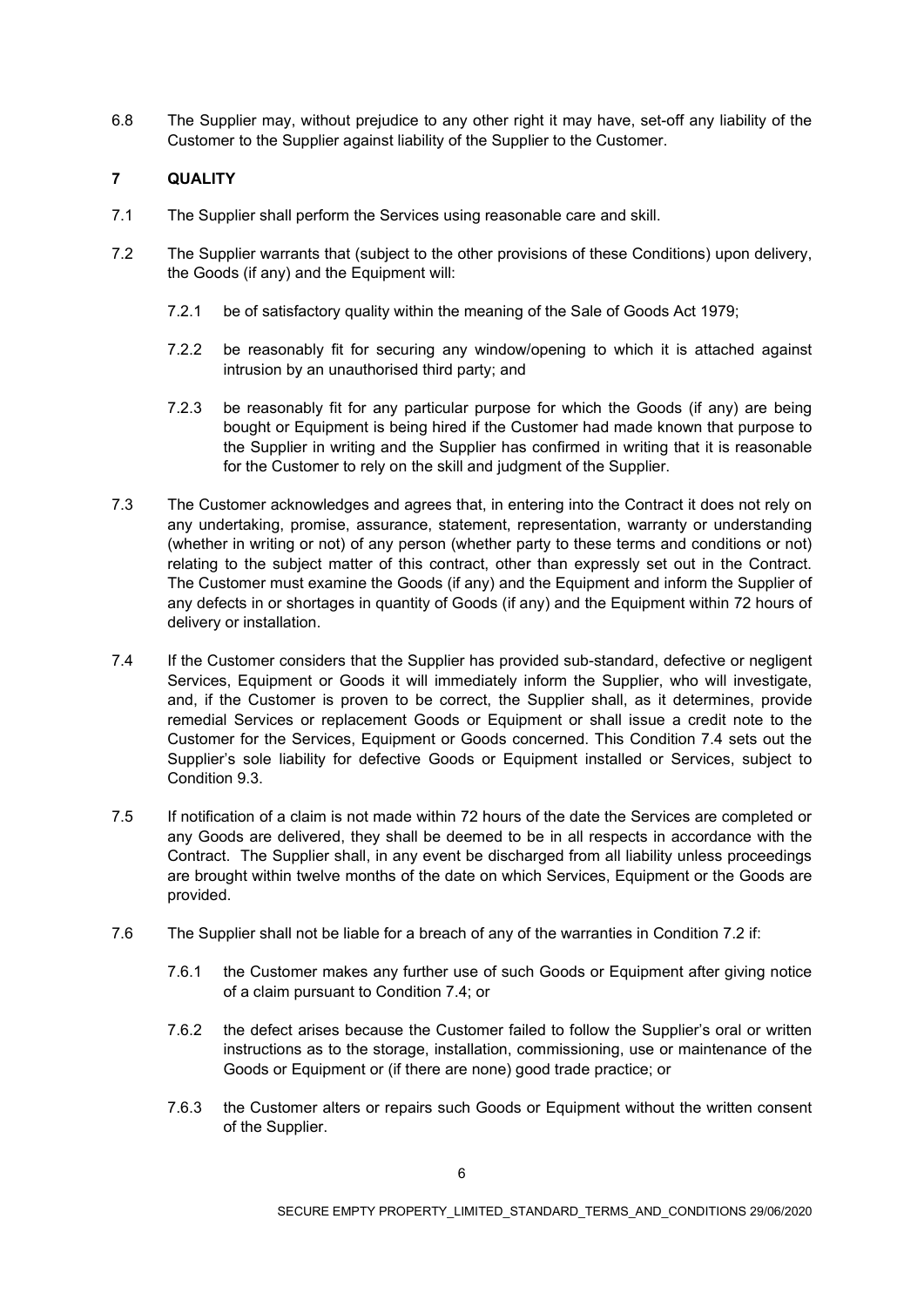6.8 The Supplier may, without prejudice to any other right it may have, set-off any liability of the Customer to the Supplier against liability of the Supplier to the Customer.

## 7 QUALITY

7.1 The Supplier shall perform the Services using reasonable care and skill.

7.2 The Supplier warrants that (subject to the other provisions of these Conditions) upon delivery, the Goods (if any) and the Equipment will:

7.2.1 be of satisfactory quality within the meaning of the Sale of Goods Act 1979;

7.2.2 be reasonably fit for securing any window/opening to which it is attached against intrusion by an unauthorised third party; and

7.2.3 be reasonably fit for any particular purpose for which the Goods (if any) are being bought or Equipment is being hired if the Customer had made known that purpose to the Supplier in writing and the Supplier has confirmed in writing that it is reasonable for the Customer to rely on the skill and judgment of the Supplier.

7.3 The Customer acknowledges and agrees that, in entering into the Contract it does not rely on any undertaking, promise, assurance, statement, representation, warranty or understanding (whether in writing or not) of any person (whether party to these terms and conditions or not) relating to the subject matter of this contract, other than expressly set out in the Contract. The Customer must examine the Goods (if any) and the Equipment and inform the Supplier of any defects in or shortages in quantity of Goods (if any) and the Equipment within 72 hours of delivery or installation.

7.4 If the Customer considers that the Supplier has provided sub-standard, defective or negligent Services, Equipment or Goods it will immediately inform the Supplier, who will investigate, and, if the Customer is proven to be correct, the Supplier shall, as it determines, provide remedial Services or replacement Goods or Equipment or shall issue a credit note to the Customer for the Services, Equipment or Goods concerned. This Condition 7.4 sets out the Supplier's sole liability for defective Goods or Equipment installed or Services, subject to Condition 9.3.

7.5 If notification of a claim is not made within 72 hours of the date the Services are completed or any Goods are delivered, they shall be deemed to be in all respects in accordance with the Contract. The Supplier shall, in any event be discharged from all liability unless proceedings are brought within twelve months of the date on which Services, Equipment or the Goods are provided.

7.6 The Supplier shall not be liable for a breach of any of the warranties in Condition 7.2 if:

7.6.1 the Customer makes any further use of such Goods or Equipment after giving notice of a claim pursuant to Condition 7.4; or

7.6.2 the defect arises because the Customer failed to follow the Supplier's oral or written instructions as to the storage, installation, commissioning, use or maintenance of the Goods or Equipment or (if there are none) good trade practice; or

7.6.3 the Customer alters or repairs such Goods or Equipment without the written consent of the Supplier.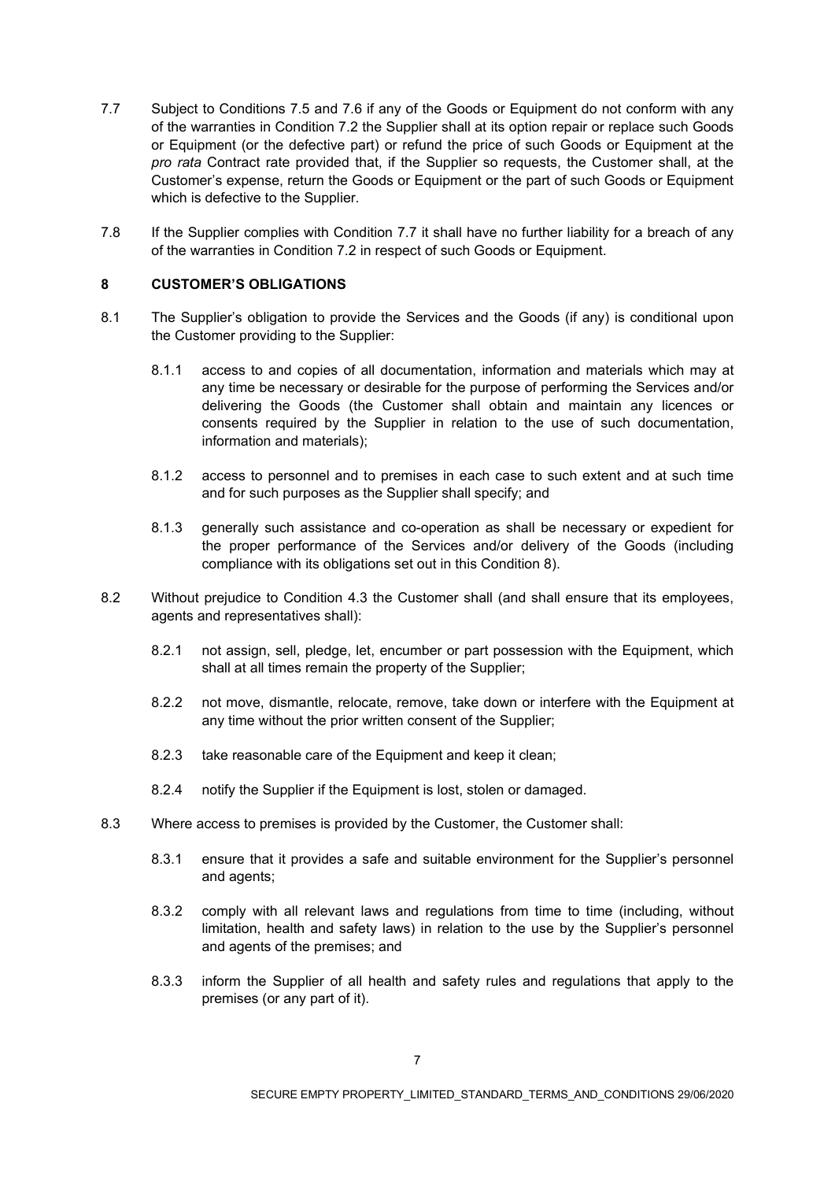7.7 Subject to Conditions 7.5 and 7.6 if any of the Goods or Equipment do not conform with any of the warranties in Condition 7.2 the Supplier shall at its option repair or replace such Goods or Equipment (or the defective part) or refund the price of such Goods or Equipment at the *pro rata* Contract rate provided that, if the Supplier so requests, the Customer shall, at the Customer's expense, return the Goods or Equipment or the part of such Goods or Equipment which is defective to the Supplier.

7.8 If the Supplier complies with Condition 7.7 it shall have no further liability for a breach of any of the warranties in Condition 7.2 in respect of such Goods or Equipment.

## 8 CUSTOMER'S OBLIGATIONS

8.1 The Supplier's obligation to provide the Services and the Goods (if any) is conditional upon the Customer providing to the Supplier:

8.1.1 access to and copies of all documentation, information and materials which may at any time be necessary or desirable for the purpose of performing the Services and/or delivering the Goods (the Customer shall obtain and maintain any licences or consents required by the Supplier in relation to the use of such documentation, information and materials);

8.1.2 access to personnel and to premises in each case to such extent and at such time and for such purposes as the Supplier shall specify; and

8.1.3 generally such assistance and co-operation as shall be necessary or expedient for the proper performance of the Services and/or delivery of the Goods (including compliance with its obligations set out in this Condition 8).

8.2 Without prejudice to Condition 4.3 the Customer shall (and shall ensure that its employees, agents and representatives shall):

8.2.1 not assign, sell, pledge, let, encumber or part possession with the Equipment, which shall at all times remain the property of the Supplier;

8.2.2 not move, dismantle, relocate, remove, take down or interfere with the Equipment at any time without the prior written consent of the Supplier;

8.2.3 take reasonable care of the Equipment and keep it clean;

8.2.4 notify the Supplier if the Equipment is lost, stolen or damaged.

8.3 Where access to premises is provided by the Customer, the Customer shall:

8.3.1 ensure that it provides a safe and suitable environment for the Supplier's personnel and agents;

8.3.2 comply with all relevant laws and regulations from time to time (including, without limitation, health and safety laws) in relation to the use by the Supplier's personnel and agents of the premises; and

8.3.3 inform the Supplier of all health and safety rules and regulations that apply to the premises (or any part of it).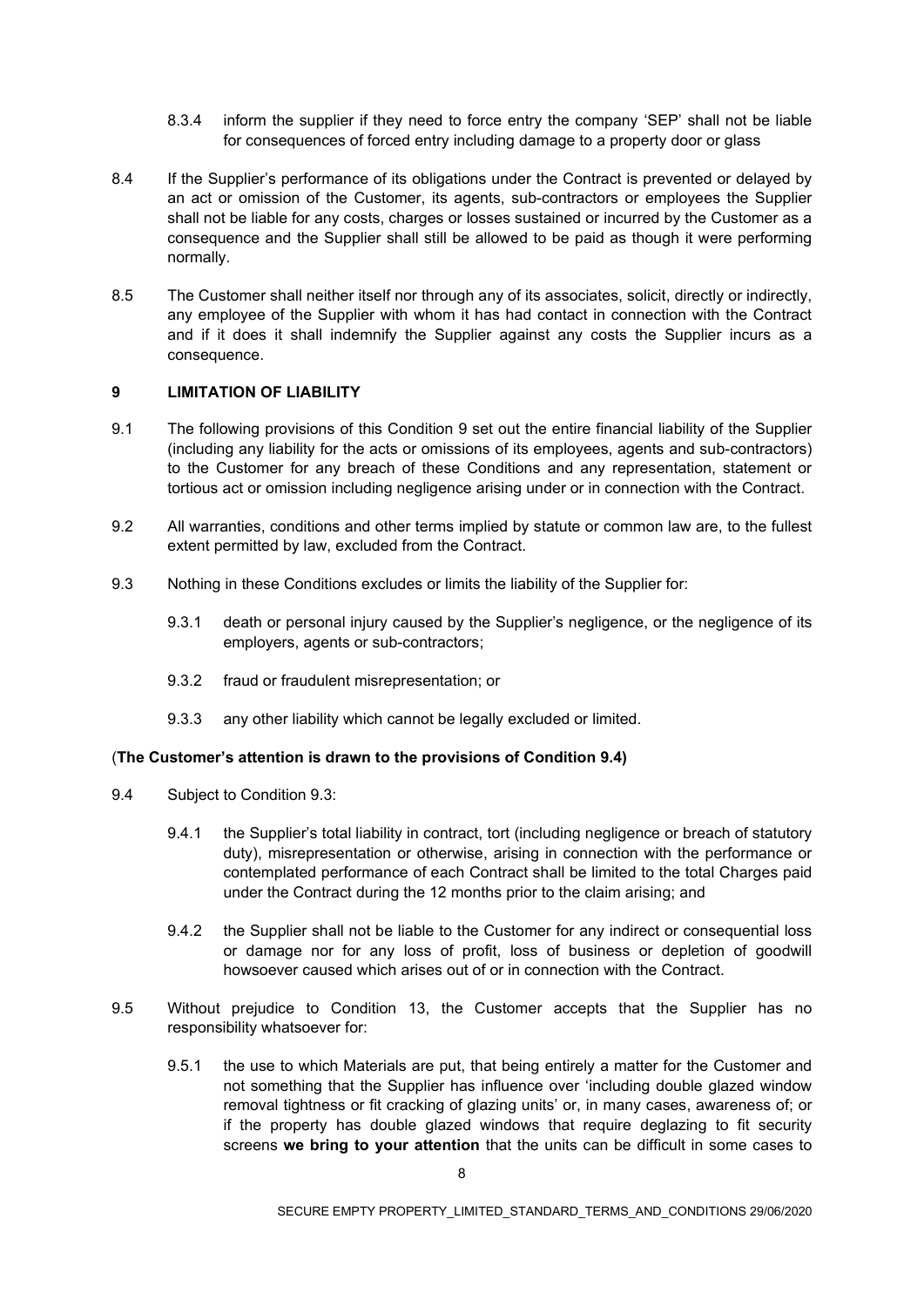8.3.4 inform the supplier if they need to force entry the company 'SEP' shall not be liable for consequences of forced entry including damage to a property door or glass

8.4 If the Supplier's performance of its obligations under the Contract is prevented or delayed by an act or omission of the Customer, its agents, sub-contractors or employees the Supplier shall not be liable for any costs, charges or losses sustained or incurred by the Customer as a consequence and the Supplier shall still be allowed to be paid as though it were performing normally.

8.5 The Customer shall neither itself nor through any of its associates, solicit, directly or indirectly, any employee of the Supplier with whom it has had contact in connection with the Contract and if it does it shall indemnify the Supplier against any costs the Supplier incurs as a consequence.

## 9 LIMITATION OF LIABILITY

9.1 The following provisions of this Condition 9 set out the entire financial liability of the Supplier (including any liability for the acts or omissions of its employees, agents and sub-contractors) to the Customer for any breach of these Conditions and any representation, statement or tortious act or omission including negligence arising under or in connection with the Contract.

9.2 All warranties, conditions and other terms implied by statute or common law are, to the fullest extent permitted by law, excluded from the Contract.

9.3 Nothing in these Conditions excludes or limits the liability of the Supplier for:

9.3.1 death or personal injury caused by the Supplier's negligence, or the negligence of its employers, agents or sub-contractors;

9.3.2 fraud or fraudulent misrepresentation; or

9.3.3 any other liability which cannot be legally excluded or limited.

(**The Customer's attention is drawn to the provisions of Condition 9.4)**

9.4 Subject to Condition 9.3:

9.4.1 the Supplier's total liability in contract, tort (including negligence or breach of statutory duty), misrepresentation or otherwise, arising in connection with the performance or contemplated performance of each Contract shall be limited to the total Charges paid under the Contract during the 12 months prior to the claim arising; and

9.4.2 the Supplier shall not be liable to the Customer for any indirect or consequential loss or damage nor for any loss of profit, loss of business or depletion of goodwill howsoever caused which arises out of or in connection with the Contract.

9.5 Without prejudice to Condition 13, the Customer accepts that the Supplier has no responsibility whatsoever for:

9.5.1 the use to which Materials are put, that being entirely a matter for the Customer and not something that the Supplier has influence over 'including double glazed window removal tightness or fit cracking of glazing units' or, in many cases, awareness of; or if the property has double glazed windows that require deglazing to fit security screens **we bring to your attention** that the units can be difficult in some cases to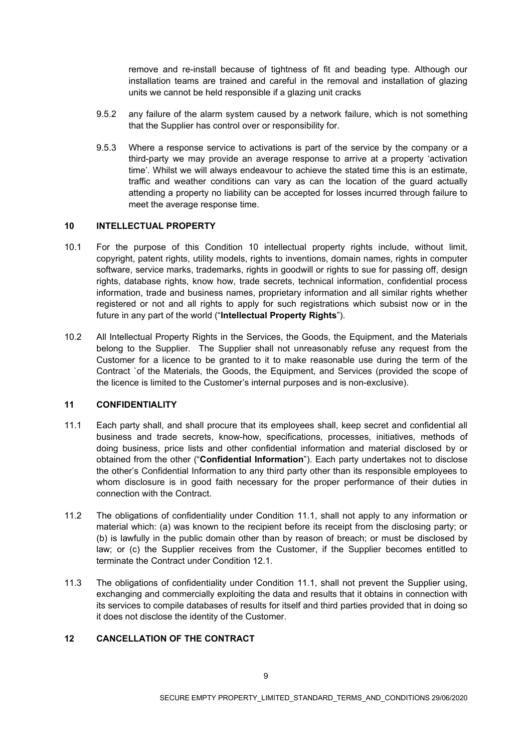remove and re-install because of tightness of fit and beading type. Although our installation teams are trained and careful in the removal and installation of glazing units we cannot be held responsible if a glazing unit cracks

9.5.2 any failure of the alarm system caused by a network failure, which is not something that the Supplier has control over or responsibility for.

9.5.3 Where a response service to activations is part of the service by the company or a third-party we may provide an average response to arrive at a property 'activation time'. Whilst we will always endeavour to achieve the stated time this is an estimate, traffic and weather conditions can vary as can the location of the guard actually attending a property no liability can be accepted for losses incurred through failure to meet the average response time.

## 10 INTELLECTUAL PROPERTY

10.1 For the purpose of this Condition 10 intellectual property rights include, without limit, copyright, patent rights, utility models, rights to inventions, domain names, rights in computer software, service marks, trademarks, rights in goodwill or rights to sue for passing off, design rights, database rights, know how, trade secrets, technical information, confidential process information, trade and business names, proprietary information and all similar rights whether registered or not and all rights to apply for such registrations which subsist now or in the future in any part of the world ("**Intellectual Property Rights**").

10.2 All Intellectual Property Rights in the Services, the Goods, the Equipment, and the Materials belong to the Supplier. The Supplier shall not unreasonably refuse any request from the Customer for a licence to be granted to it to make reasonable use during the term of the Contract `of the Materials, the Goods, the Equipment, and Services (provided the scope of the licence is limited to the Customer's internal purposes and is non-exclusive).

## 11 CONFIDENTIALITY

11.1 Each party shall, and shall procure that its employees shall, keep secret and confidential all business and trade secrets, know-how, specifications, processes, initiatives, methods of doing business, price lists and other confidential information and material disclosed by or obtained from the other ("**Confidential Information**"). Each party undertakes not to disclose the other's Confidential Information to any third party other than its responsible employees to whom disclosure is in good faith necessary for the proper performance of their duties in connection with the Contract.

11.2 The obligations of confidentiality under Condition 11.1, shall not apply to any information or material which: (a) was known to the recipient before its receipt from the disclosing party; or (b) is lawfully in the public domain other than by reason of breach; or must be disclosed by law; or (c) the Supplier receives from the Customer, if the Supplier becomes entitled to terminate the Contract under Condition 12.1.

11.3 The obligations of confidentiality under Condition 11.1, shall not prevent the Supplier using, exchanging and commercially exploiting the data and results that it obtains in connection with its services to compile databases of results for itself and third parties provided that in doing so it does not disclose the identity of the Customer.

## 12 CANCELLATION OF THE CONTRACT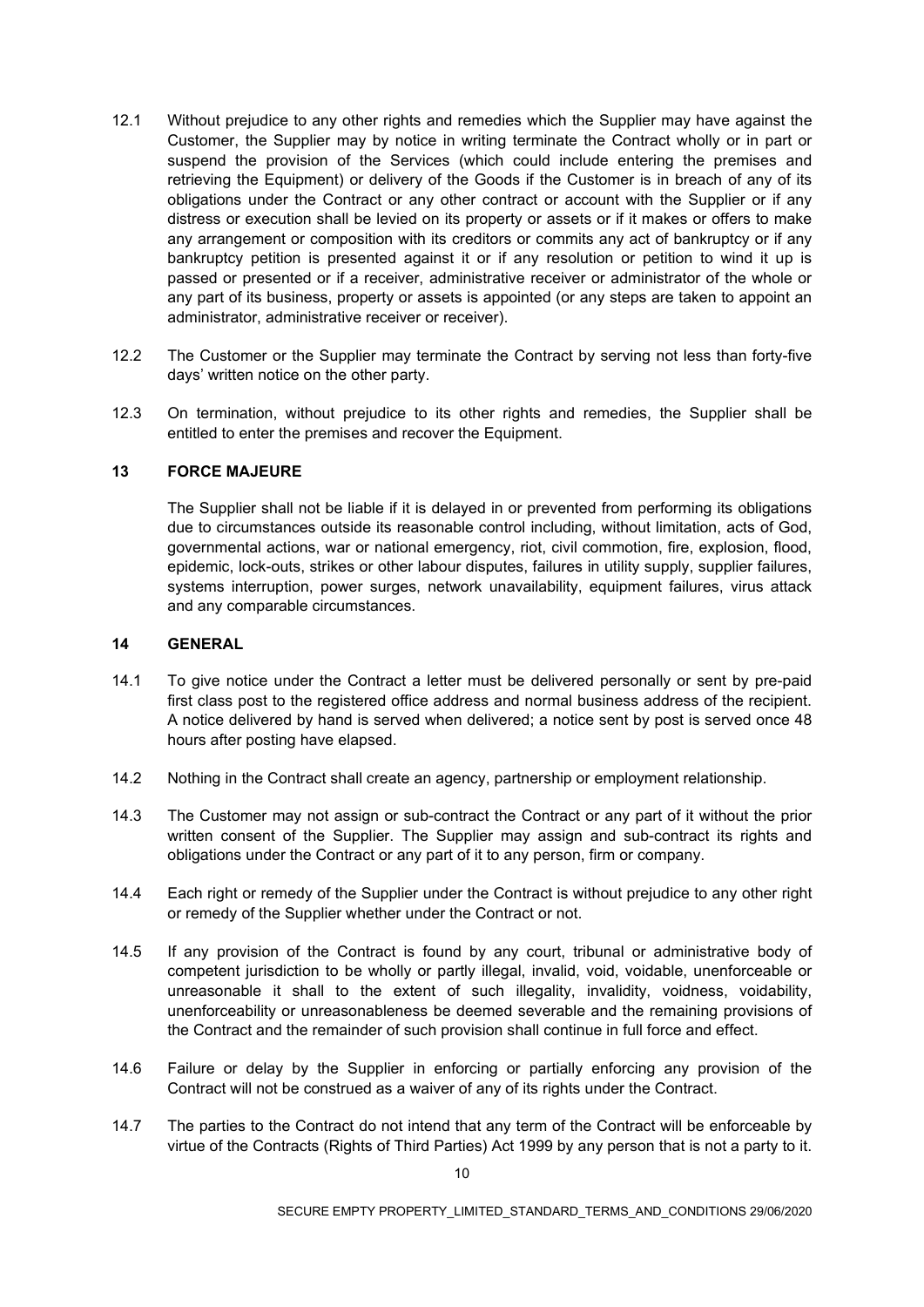12.1 Without prejudice to any other rights and remedies which the Supplier may have against the Customer, the Supplier may by notice in writing terminate the Contract wholly or in part or suspend the provision of the Services (which could include entering the premises and retrieving the Equipment) or delivery of the Goods if the Customer is in breach of any of its obligations under the Contract or any other contract or account with the Supplier or if any distress or execution shall be levied on its property or assets or if it makes or offers to make any arrangement or composition with its creditors or commits any act of bankruptcy or if any bankruptcy petition is presented against it or if any resolution or petition to wind it up is passed or presented or if a receiver, administrative receiver or administrator of the whole or any part of its business, property or assets is appointed (or any steps are taken to appoint an administrator, administrative receiver or receiver).

12.2 The Customer or the Supplier may terminate the Contract by serving not less than forty-five days' written notice on the other party.

12.3 On termination, without prejudice to its other rights and remedies, the Supplier shall be entitled to enter the premises and recover the Equipment.

## 13 FORCE MAJEURE

The Supplier shall not be liable if it is delayed in or prevented from performing its obligations due to circumstances outside its reasonable control including, without limitation, acts of God, governmental actions, war or national emergency, riot, civil commotion, fire, explosion, flood, epidemic, lock-outs, strikes or other labour disputes, failures in utility supply, supplier failures, systems interruption, power surges, network unavailability, equipment failures, virus attack and any comparable circumstances.

## 14 GENERAL

14.1 To give notice under the Contract a letter must be delivered personally or sent by pre-paid first class post to the registered office address and normal business address of the recipient. A notice delivered by hand is served when delivered; a notice sent by post is served once 48 hours after posting have elapsed.

14.2 Nothing in the Contract shall create an agency, partnership or employment relationship.

14.3 The Customer may not assign or sub-contract the Contract or any part of it without the prior written consent of the Supplier. The Supplier may assign and sub-contract its rights and obligations under the Contract or any part of it to any person, firm or company.

14.4 Each right or remedy of the Supplier under the Contract is without prejudice to any other right or remedy of the Supplier whether under the Contract or not.

14.5 If any provision of the Contract is found by any court, tribunal or administrative body of competent jurisdiction to be wholly or partly illegal, invalid, void, voidable, unenforceable or unreasonable it shall to the extent of such illegality, invalidity, voidness, voidability, unenforceability or unreasonableness be deemed severable and the remaining provisions of the Contract and the remainder of such provision shall continue in full force and effect.

14.6 Failure or delay by the Supplier in enforcing or partially enforcing any provision of the Contract will not be construed as a waiver of any of its rights under the Contract.

14.7 The parties to the Contract do not intend that any term of the Contract will be enforceable by virtue of the Contracts (Rights of Third Parties) Act 1999 by any person that is not a party to it.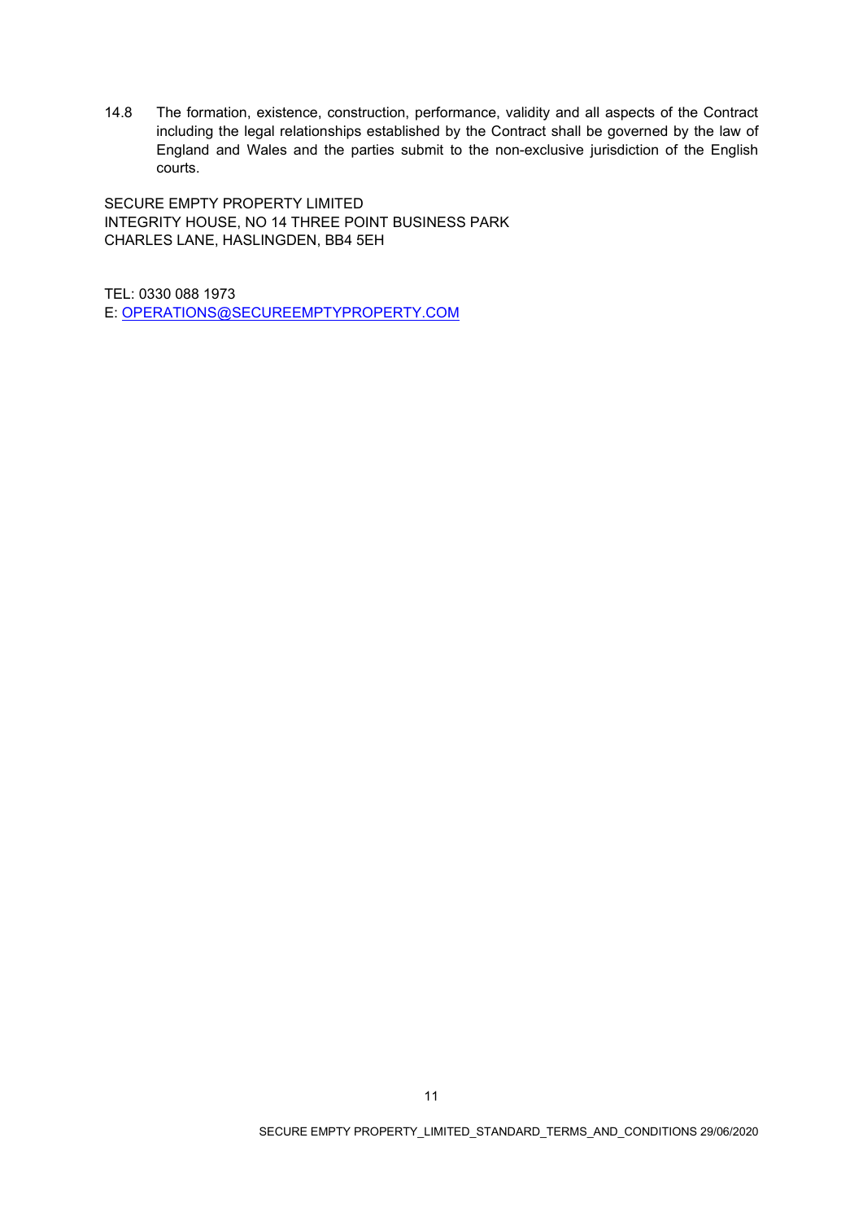14.8 The formation, existence, construction, performance, validity and all aspects of the Contract including the legal relationships established by the Contract shall be governed by the law of England and Wales and the parties submit to the non-exclusive jurisdiction of the English courts.

SECURE EMPTY PROPERTY LIMITED
INTEGRITY HOUSE, NO 14 THREE POINT BUSINESS PARK
CHARLES LANE, HASLINGDEN, BB4 5EH

TEL: 0330 088 1973
E: OPERATIONS@SECUREEMPTYPROPERTY.COM